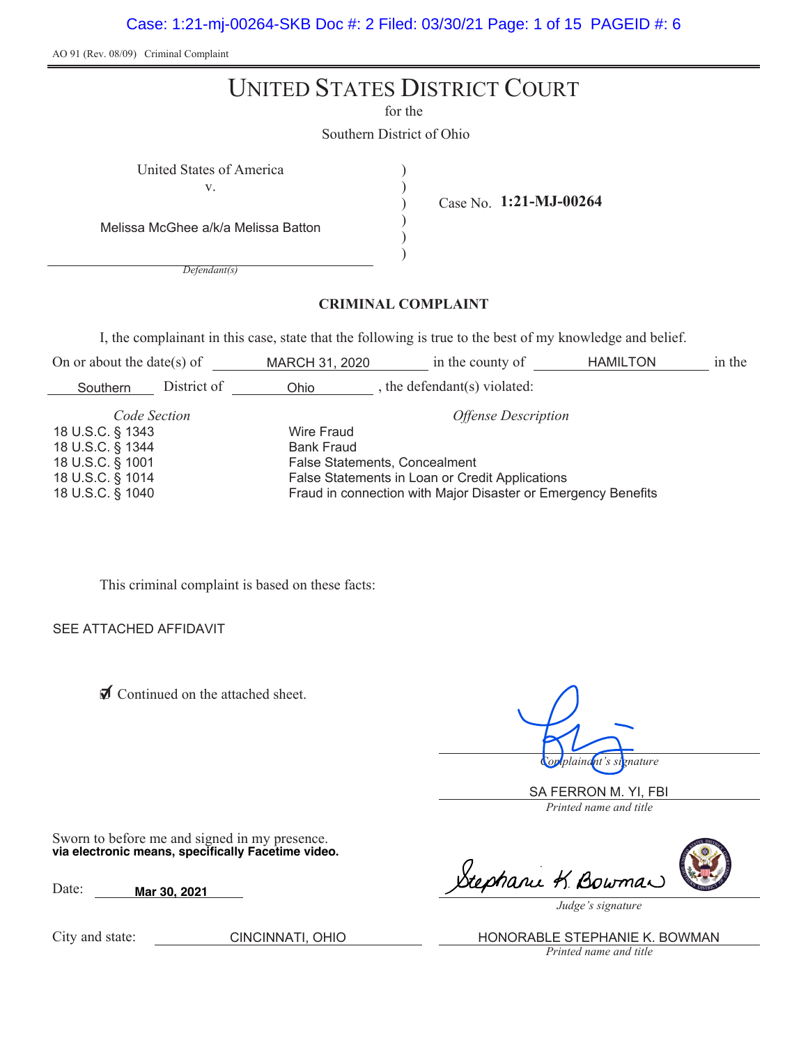AO 91 (Rev. 08/09) Criminal Complaint

# UNITED STATES DISTRICT COURT

for the

Southern District of Ohio

United States of America
v.
Melissa McGhee a/k/a Melissa Batton
*Defendant(s)*

Case No. **1:21-MJ-00264**

## CRIMINAL COMPLAINT

I, the complainant in this case, state that the following is true to the best of my knowledge and belief.

On or about the date(s) of MARCH 31, 2020 in the county of HAMILTON in the Southern District of Ohio, the defendant(s) violated:

| *Code Section* | *Offense Description* |
|---|---|
| 18 U.S.C. § 1343 | Wire Fraud |
| 18 U.S.C. § 1344 | Bank Fraud |
| 18 U.S.C. § 1001 | False Statements, Concealment |
| 18 U.S.C. § 1014 | False Statements in Loan or Credit Applications |
| 18 U.S.C. § 1040 | Fraud in connection with Major Disaster or Emergency Benefits |

This criminal complaint is based on these facts:

SEE ATTACHED AFFIDAVIT

☑ Continued on the attached sheet.

*Complainant's signature*

SA FERRON M. YI, FBI
*Printed name and title*

Sworn to before me and signed in my presence.
**via electronic means, specifically Facetime video.**

Date: **Mar 30, 2021**

*Judge's signature*

City and state: CINCINNATI, OHIO

HONORABLE STEPHANIE K. BOWMAN
*Printed name and title*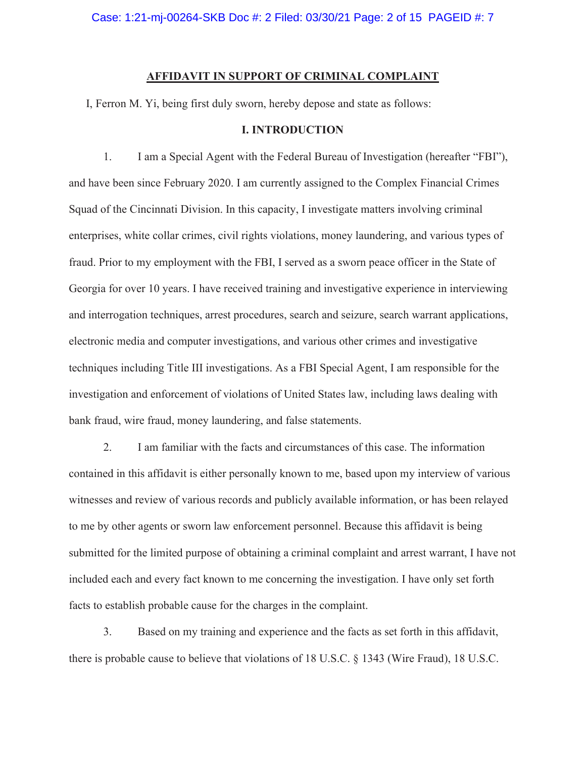## AFFIDAVIT IN SUPPORT OF CRIMINAL COMPLAINT

I, Ferron M. Yi, being first duly sworn, hereby depose and state as follows:

### I. INTRODUCTION

1. I am a Special Agent with the Federal Bureau of Investigation (hereafter "FBI"), and have been since February 2020. I am currently assigned to the Complex Financial Crimes Squad of the Cincinnati Division. In this capacity, I investigate matters involving criminal enterprises, white collar crimes, civil rights violations, money laundering, and various types of fraud. Prior to my employment with the FBI, I served as a sworn peace officer in the State of Georgia for over 10 years. I have received training and investigative experience in interviewing and interrogation techniques, arrest procedures, search and seizure, search warrant applications, electronic media and computer investigations, and various other crimes and investigative techniques including Title III investigations. As a FBI Special Agent, I am responsible for the investigation and enforcement of violations of United States law, including laws dealing with bank fraud, wire fraud, money laundering, and false statements.

2. I am familiar with the facts and circumstances of this case. The information contained in this affidavit is either personally known to me, based upon my interview of various witnesses and review of various records and publicly available information, or has been relayed to me by other agents or sworn law enforcement personnel. Because this affidavit is being submitted for the limited purpose of obtaining a criminal complaint and arrest warrant, I have not included each and every fact known to me concerning the investigation. I have only set forth facts to establish probable cause for the charges in the complaint.

3. Based on my training and experience and the facts as set forth in this affidavit, there is probable cause to believe that violations of 18 U.S.C. § 1343 (Wire Fraud), 18 U.S.C.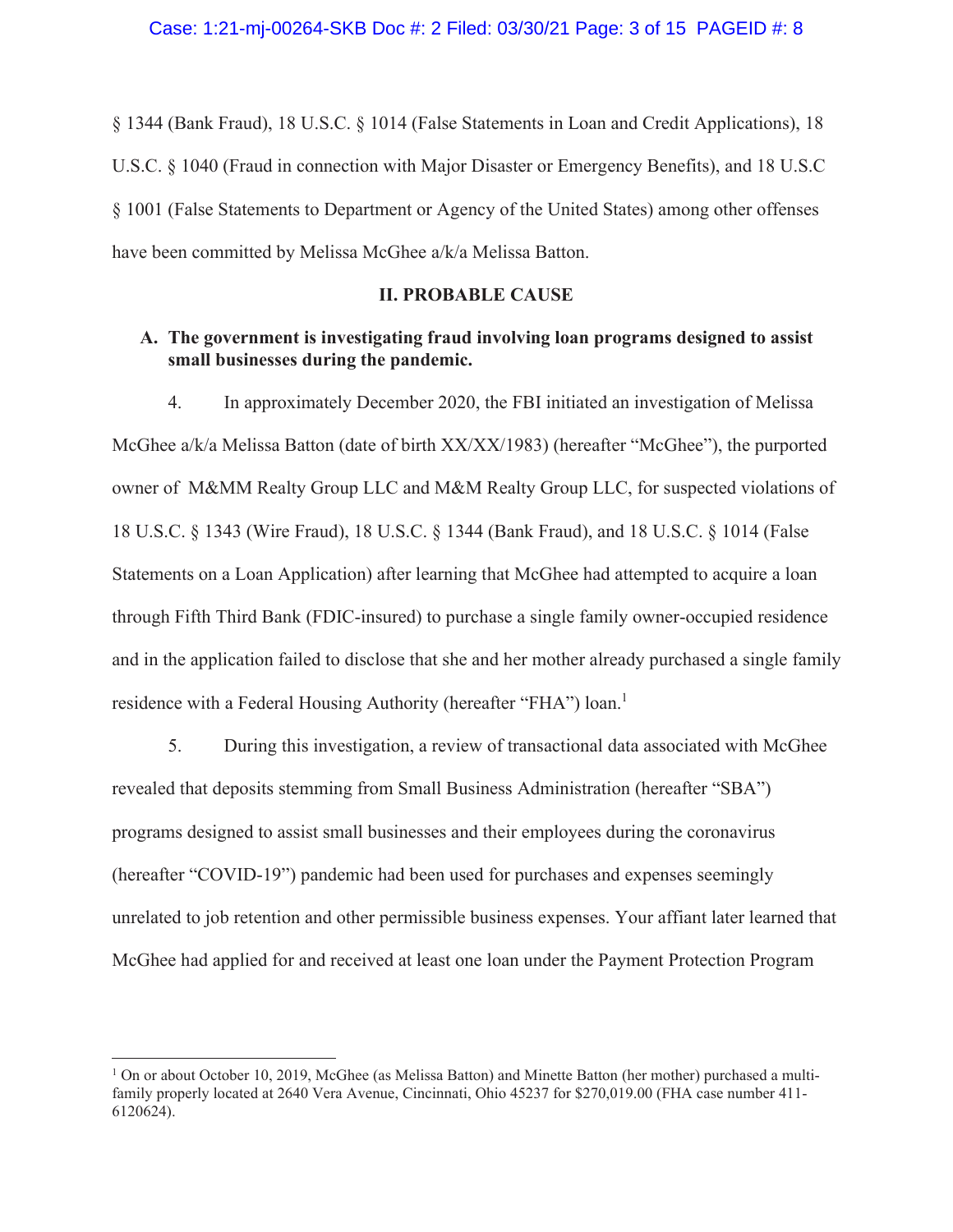§ 1344 (Bank Fraud), 18 U.S.C. § 1014 (False Statements in Loan and Credit Applications), 18 U.S.C. § 1040 (Fraud in connection with Major Disaster or Emergency Benefits), and 18 U.S.C § 1001 (False Statements to Department or Agency of the United States) among other offenses have been committed by Melissa McGhee a/k/a Melissa Batton.

## II. PROBABLE CAUSE

### A. The government is investigating fraud involving loan programs designed to assist small businesses during the pandemic.

4. In approximately December 2020, the FBI initiated an investigation of Melissa McGhee a/k/a Melissa Batton (date of birth XX/XX/1983) (hereafter "McGhee"), the purported owner of M&MM Realty Group LLC and M&M Realty Group LLC, for suspected violations of 18 U.S.C. § 1343 (Wire Fraud), 18 U.S.C. § 1344 (Bank Fraud), and 18 U.S.C. § 1014 (False Statements on a Loan Application) after learning that McGhee had attempted to acquire a loan through Fifth Third Bank (FDIC-insured) to purchase a single family owner-occupied residence and in the application failed to disclose that she and her mother already purchased a single family residence with a Federal Housing Authority (hereafter "FHA") loan.[1]

5. During this investigation, a review of transactional data associated with McGhee revealed that deposits stemming from Small Business Administration (hereafter "SBA") programs designed to assist small businesses and their employees during the coronavirus (hereafter "COVID-19") pandemic had been used for purchases and expenses seemingly unrelated to job retention and other permissible business expenses. Your affiant later learned that McGhee had applied for and received at least one loan under the Payment Protection Program

---

[1] On or about October 10, 2019, McGhee (as Melissa Batton) and Minette Batton (her mother) purchased a multi-family properly located at 2640 Vera Avenue, Cincinnati, Ohio 45237 for $270,019.00 (FHA case number 411-6120624).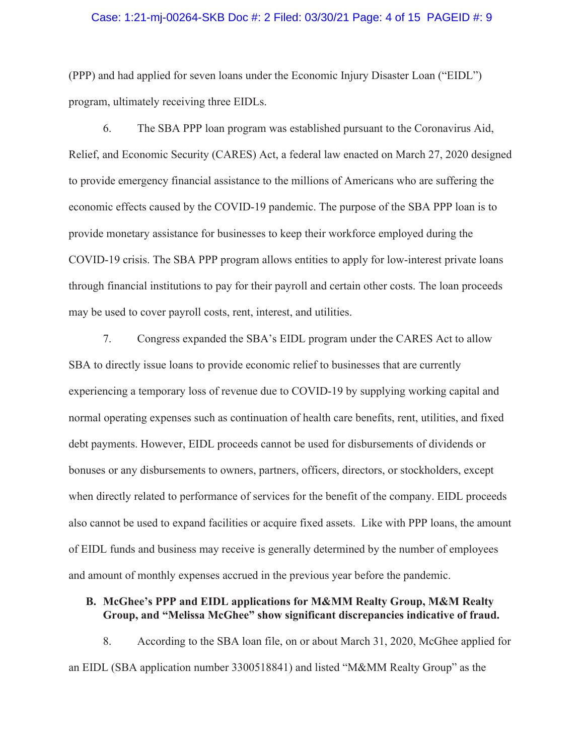(PPP) and had applied for seven loans under the Economic Injury Disaster Loan ("EIDL") program, ultimately receiving three EIDLs.

6. The SBA PPP loan program was established pursuant to the Coronavirus Aid, Relief, and Economic Security (CARES) Act, a federal law enacted on March 27, 2020 designed to provide emergency financial assistance to the millions of Americans who are suffering the economic effects caused by the COVID-19 pandemic. The purpose of the SBA PPP loan is to provide monetary assistance for businesses to keep their workforce employed during the COVID-19 crisis. The SBA PPP program allows entities to apply for low-interest private loans through financial institutions to pay for their payroll and certain other costs. The loan proceeds may be used to cover payroll costs, rent, interest, and utilities.

7. Congress expanded the SBA's EIDL program under the CARES Act to allow SBA to directly issue loans to provide economic relief to businesses that are currently experiencing a temporary loss of revenue due to COVID-19 by supplying working capital and normal operating expenses such as continuation of health care benefits, rent, utilities, and fixed debt payments. However, EIDL proceeds cannot be used for disbursements of dividends or bonuses or any disbursements to owners, partners, officers, directors, or stockholders, except when directly related to performance of services for the benefit of the company. EIDL proceeds also cannot be used to expand facilities or acquire fixed assets. Like with PPP loans, the amount of EIDL funds and business may receive is generally determined by the number of employees and amount of monthly expenses accrued in the previous year before the pandemic.

### B. McGhee's PPP and EIDL applications for M&MM Realty Group, M&M Realty Group, and "Melissa McGhee" show significant discrepancies indicative of fraud.

8. According to the SBA loan file, on or about March 31, 2020, McGhee applied for an EIDL (SBA application number 3300518841) and listed "M&MM Realty Group" as the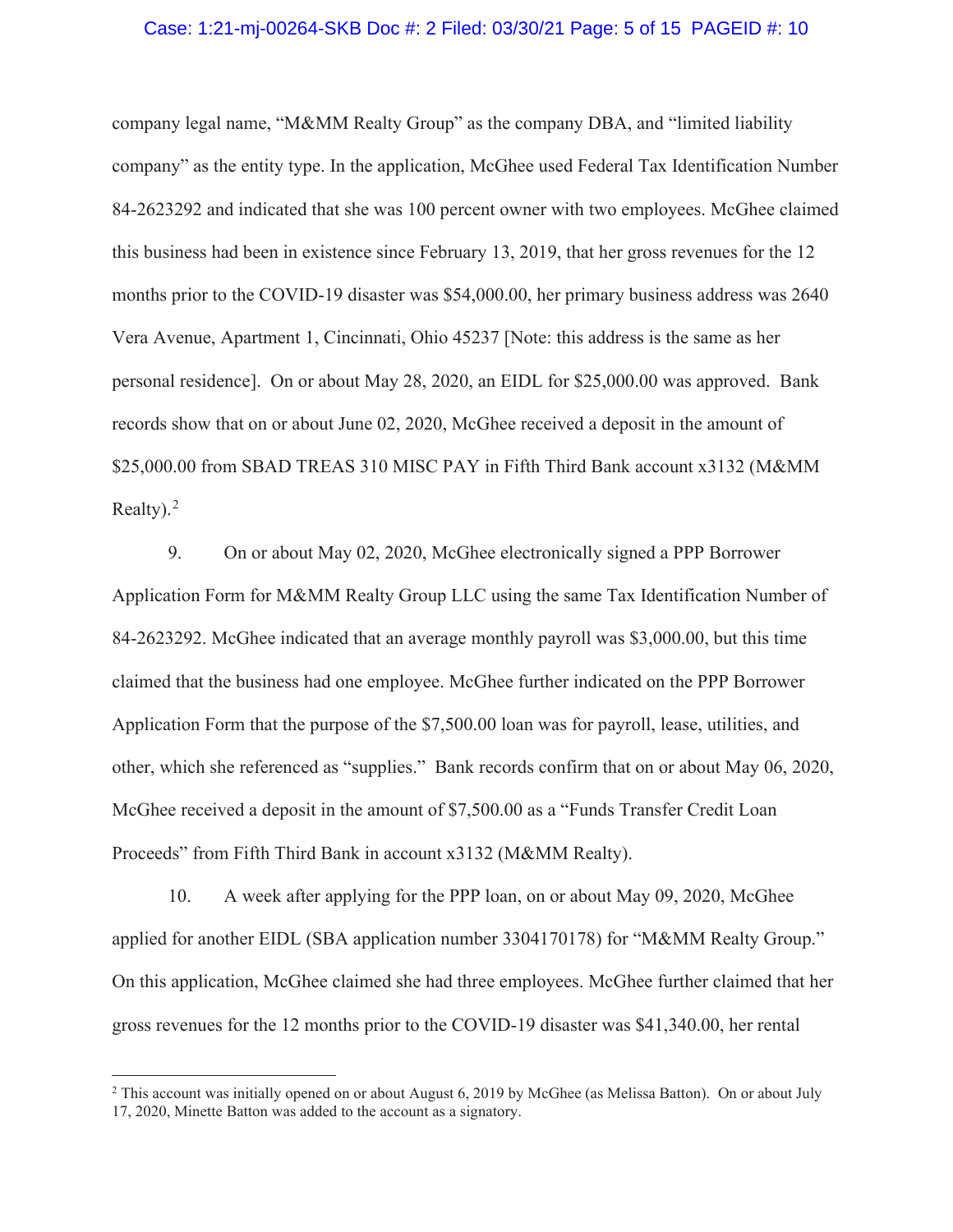company legal name, "M&MM Realty Group" as the company DBA, and "limited liability company" as the entity type. In the application, McGhee used Federal Tax Identification Number 84-2623292 and indicated that she was 100 percent owner with two employees. McGhee claimed this business had been in existence since February 13, 2019, that her gross revenues for the 12 months prior to the COVID-19 disaster was $54,000.00, her primary business address was 2640 Vera Avenue, Apartment 1, Cincinnati, Ohio 45237 [Note: this address is the same as her personal residence]. On or about May 28, 2020, an EIDL for $25,000.00 was approved. Bank records show that on or about June 02, 2020, McGhee received a deposit in the amount of $25,000.00 from SBAD TREAS 310 MISC PAY in Fifth Third Bank account x3132 (M&MM Realty).[2]

9. On or about May 02, 2020, McGhee electronically signed a PPP Borrower Application Form for M&MM Realty Group LLC using the same Tax Identification Number of 84-2623292. McGhee indicated that an average monthly payroll was $3,000.00, but this time claimed that the business had one employee. McGhee further indicated on the PPP Borrower Application Form that the purpose of the $7,500.00 loan was for payroll, lease, utilities, and other, which she referenced as "supplies." Bank records confirm that on or about May 06, 2020, McGhee received a deposit in the amount of $7,500.00 as a "Funds Transfer Credit Loan Proceeds" from Fifth Third Bank in account x3132 (M&MM Realty).

10. A week after applying for the PPP loan, on or about May 09, 2020, McGhee applied for another EIDL (SBA application number 3304170178) for "M&MM Realty Group." On this application, McGhee claimed she had three employees. McGhee further claimed that her gross revenues for the 12 months prior to the COVID-19 disaster was $41,340.00, her rental

---

[2] This account was initially opened on or about August 6, 2019 by McGhee (as Melissa Batton). On or about July 17, 2020, Minette Batton was added to the account as a signatory.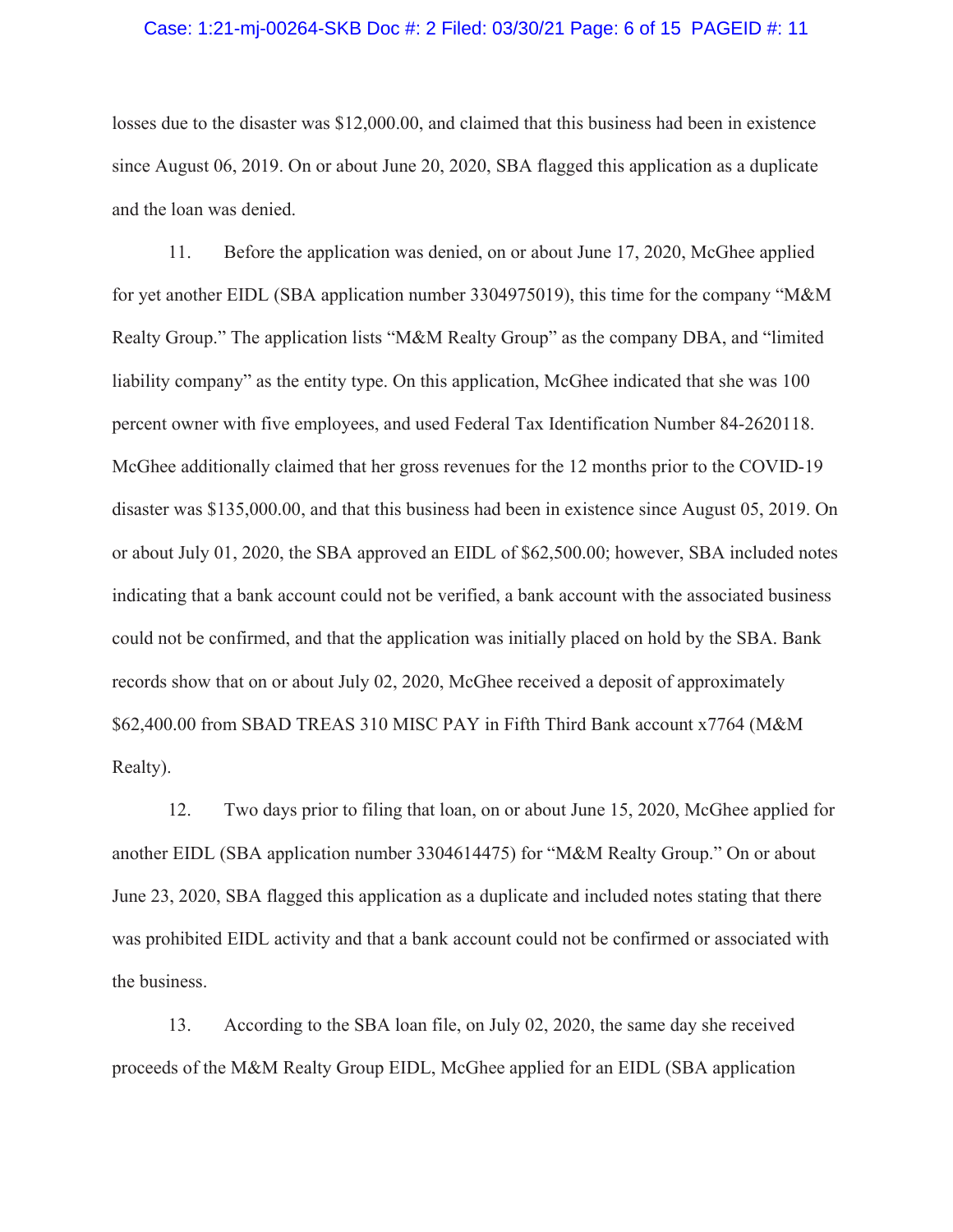losses due to the disaster was $12,000.00, and claimed that this business had been in existence since August 06, 2019. On or about June 20, 2020, SBA flagged this application as a duplicate and the loan was denied.

11. Before the application was denied, on or about June 17, 2020, McGhee applied for yet another EIDL (SBA application number 3304975019), this time for the company "M&M Realty Group." The application lists "M&M Realty Group" as the company DBA, and "limited liability company" as the entity type. On this application, McGhee indicated that she was 100 percent owner with five employees, and used Federal Tax Identification Number 84-2620118. McGhee additionally claimed that her gross revenues for the 12 months prior to the COVID-19 disaster was $135,000.00, and that this business had been in existence since August 05, 2019. On or about July 01, 2020, the SBA approved an EIDL of $62,500.00; however, SBA included notes indicating that a bank account could not be verified, a bank account with the associated business could not be confirmed, and that the application was initially placed on hold by the SBA. Bank records show that on or about July 02, 2020, McGhee received a deposit of approximately $62,400.00 from SBAD TREAS 310 MISC PAY in Fifth Third Bank account x7764 (M&M Realty).

12. Two days prior to filing that loan, on or about June 15, 2020, McGhee applied for another EIDL (SBA application number 3304614475) for "M&M Realty Group." On or about June 23, 2020, SBA flagged this application as a duplicate and included notes stating that there was prohibited EIDL activity and that a bank account could not be confirmed or associated with the business.

13. According to the SBA loan file, on July 02, 2020, the same day she received proceeds of the M&M Realty Group EIDL, McGhee applied for an EIDL (SBA application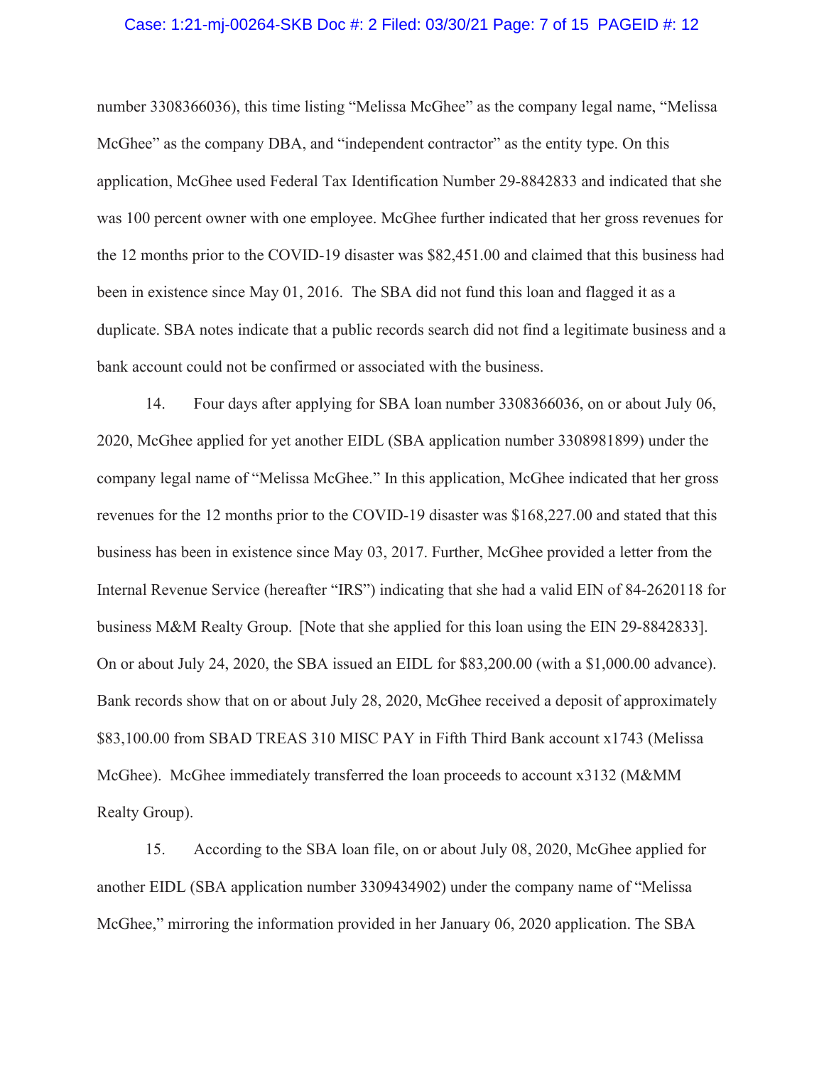number 3308366036), this time listing "Melissa McGhee" as the company legal name, "Melissa McGhee" as the company DBA, and "independent contractor" as the entity type. On this application, McGhee used Federal Tax Identification Number 29-8842833 and indicated that she was 100 percent owner with one employee. McGhee further indicated that her gross revenues for the 12 months prior to the COVID-19 disaster was $82,451.00 and claimed that this business had been in existence since May 01, 2016. The SBA did not fund this loan and flagged it as a duplicate. SBA notes indicate that a public records search did not find a legitimate business and a bank account could not be confirmed or associated with the business.

14. Four days after applying for SBA loan number 3308366036, on or about July 06, 2020, McGhee applied for yet another EIDL (SBA application number 3308981899) under the company legal name of "Melissa McGhee." In this application, McGhee indicated that her gross revenues for the 12 months prior to the COVID-19 disaster was $168,227.00 and stated that this business has been in existence since May 03, 2017. Further, McGhee provided a letter from the Internal Revenue Service (hereafter "IRS") indicating that she had a valid EIN of 84-2620118 for business M&M Realty Group. [Note that she applied for this loan using the EIN 29-8842833]. On or about July 24, 2020, the SBA issued an EIDL for $83,200.00 (with a $1,000.00 advance). Bank records show that on or about July 28, 2020, McGhee received a deposit of approximately $83,100.00 from SBAD TREAS 310 MISC PAY in Fifth Third Bank account x1743 (Melissa McGhee). McGhee immediately transferred the loan proceeds to account x3132 (M&MM Realty Group).

15. According to the SBA loan file, on or about July 08, 2020, McGhee applied for another EIDL (SBA application number 3309434902) under the company name of "Melissa McGhee," mirroring the information provided in her January 06, 2020 application. The SBA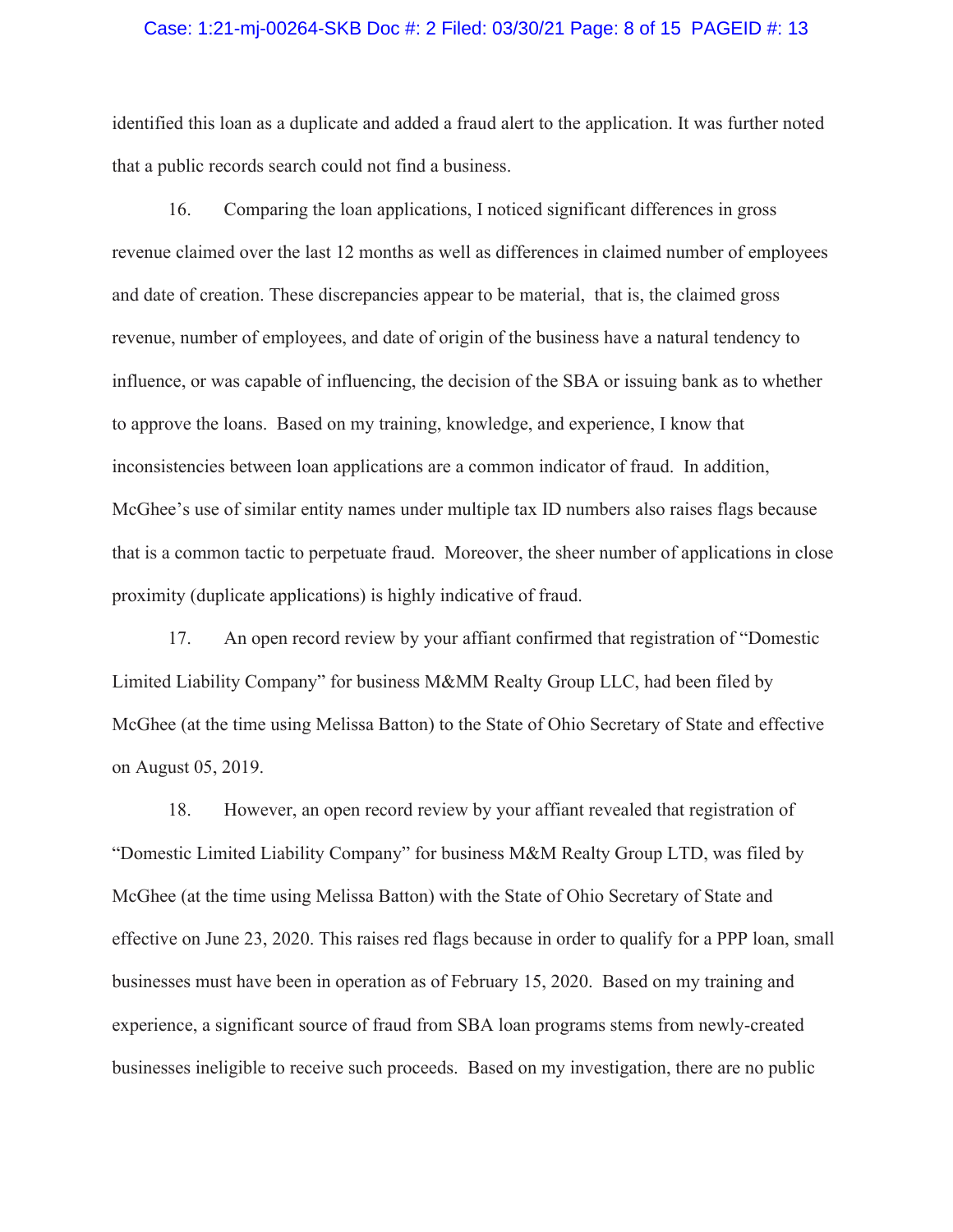identified this loan as a duplicate and added a fraud alert to the application. It was further noted that a public records search could not find a business.

16. Comparing the loan applications, I noticed significant differences in gross revenue claimed over the last 12 months as well as differences in claimed number of employees and date of creation. These discrepancies appear to be material, that is, the claimed gross revenue, number of employees, and date of origin of the business have a natural tendency to influence, or was capable of influencing, the decision of the SBA or issuing bank as to whether to approve the loans. Based on my training, knowledge, and experience, I know that inconsistencies between loan applications are a common indicator of fraud. In addition, McGhee's use of similar entity names under multiple tax ID numbers also raises flags because that is a common tactic to perpetuate fraud. Moreover, the sheer number of applications in close proximity (duplicate applications) is highly indicative of fraud.

17. An open record review by your affiant confirmed that registration of "Domestic Limited Liability Company" for business M&MM Realty Group LLC, had been filed by McGhee (at the time using Melissa Batton) to the State of Ohio Secretary of State and effective on August 05, 2019.

18. However, an open record review by your affiant revealed that registration of "Domestic Limited Liability Company" for business M&M Realty Group LTD, was filed by McGhee (at the time using Melissa Batton) with the State of Ohio Secretary of State and effective on June 23, 2020. This raises red flags because in order to qualify for a PPP loan, small businesses must have been in operation as of February 15, 2020. Based on my training and experience, a significant source of fraud from SBA loan programs stems from newly-created businesses ineligible to receive such proceeds. Based on my investigation, there are no public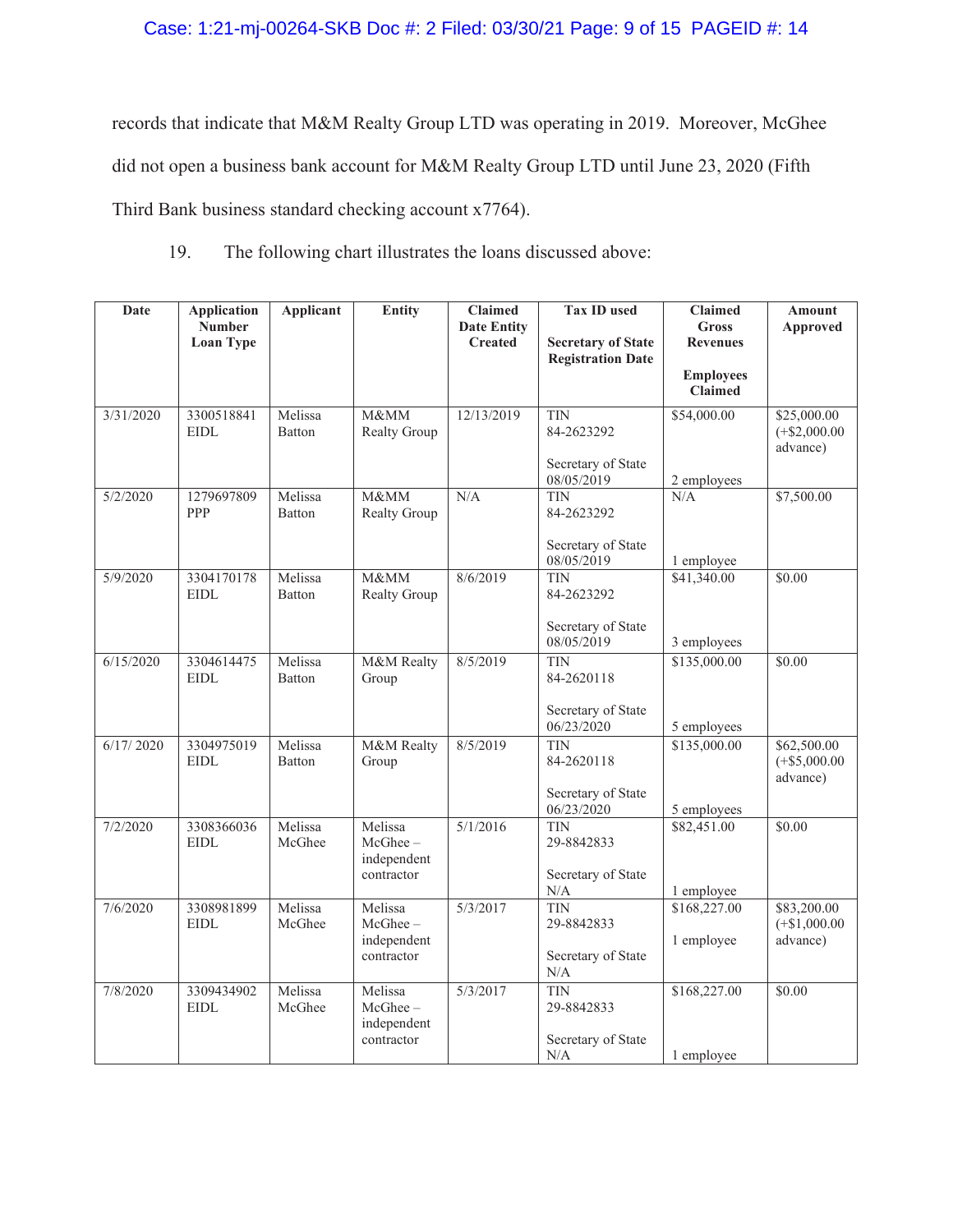records that indicate that M&M Realty Group LTD was operating in 2019. Moreover, McGhee did not open a business bank account for M&M Realty Group LTD until June 23, 2020 (Fifth Third Bank business standard checking account x7764).

19. The following chart illustrates the loans discussed above:

| Date | Application Number Loan Type | Applicant | Entity | Claimed Date Entity Created | Tax ID used<br><br>Secretary of State Registration Date | Claimed Gross Revenues<br><br>Employees Claimed | Amount Approved |
|---|---|---|---|---|---|---|---|
| 3/31/2020 | 3300518841 EIDL | Melissa Batton | M&MM Realty Group | 12/13/2019 | TIN 84-2623292<br><br>Secretary of State 08/05/2019 | $54,000.00<br><br>2 employees | $25,000.00 (+$2,000.00 advance) |
| 5/2/2020 | 1279697809 PPP | Melissa Batton | M&MM Realty Group | N/A | TIN 84-2623292<br><br>Secretary of State 08/05/2019 | N/A<br><br>1 employee | $7,500.00 |
| 5/9/2020 | 3304170178 EIDL | Melissa Batton | M&MM Realty Group | 8/6/2019 | TIN 84-2623292<br><br>Secretary of State 08/05/2019 | $41,340.00<br><br>3 employees | $0.00 |
| 6/15/2020 | 3304614475 EIDL | Melissa Batton | M&M Realty Group | 8/5/2019 | TIN 84-2620118<br><br>Secretary of State 06/23/2020 | $135,000.00<br><br>5 employees | $0.00 |
| 6/17/ 2020 | 3304975019 EIDL | Melissa Batton | M&M Realty Group | 8/5/2019 | TIN 84-2620118<br><br>Secretary of State 06/23/2020 | $135,000.00<br><br>5 employees | $62,500.00 (+$5,000.00 advance) |
| 7/2/2020 | 3308366036 EIDL | Melissa McGhee | Melissa McGhee – independent contractor | 5/1/2016 | TIN 29-8842833<br><br>Secretary of State N/A | $82,451.00<br><br>1 employee | $0.00 |
| 7/6/2020 | 3308981899 EIDL | Melissa McGhee | Melissa McGhee – independent contractor | 5/3/2017 | TIN 29-8842833<br><br>Secretary of State N/A | $168,227.00<br><br>1 employee | $83,200.00 (+$1,000.00 advance) |
| 7/8/2020 | 3309434902 EIDL | Melissa McGhee | Melissa McGhee – independent contractor | 5/3/2017 | TIN 29-8842833<br><br>Secretary of State N/A | $168,227.00<br><br>1 employee | $0.00 |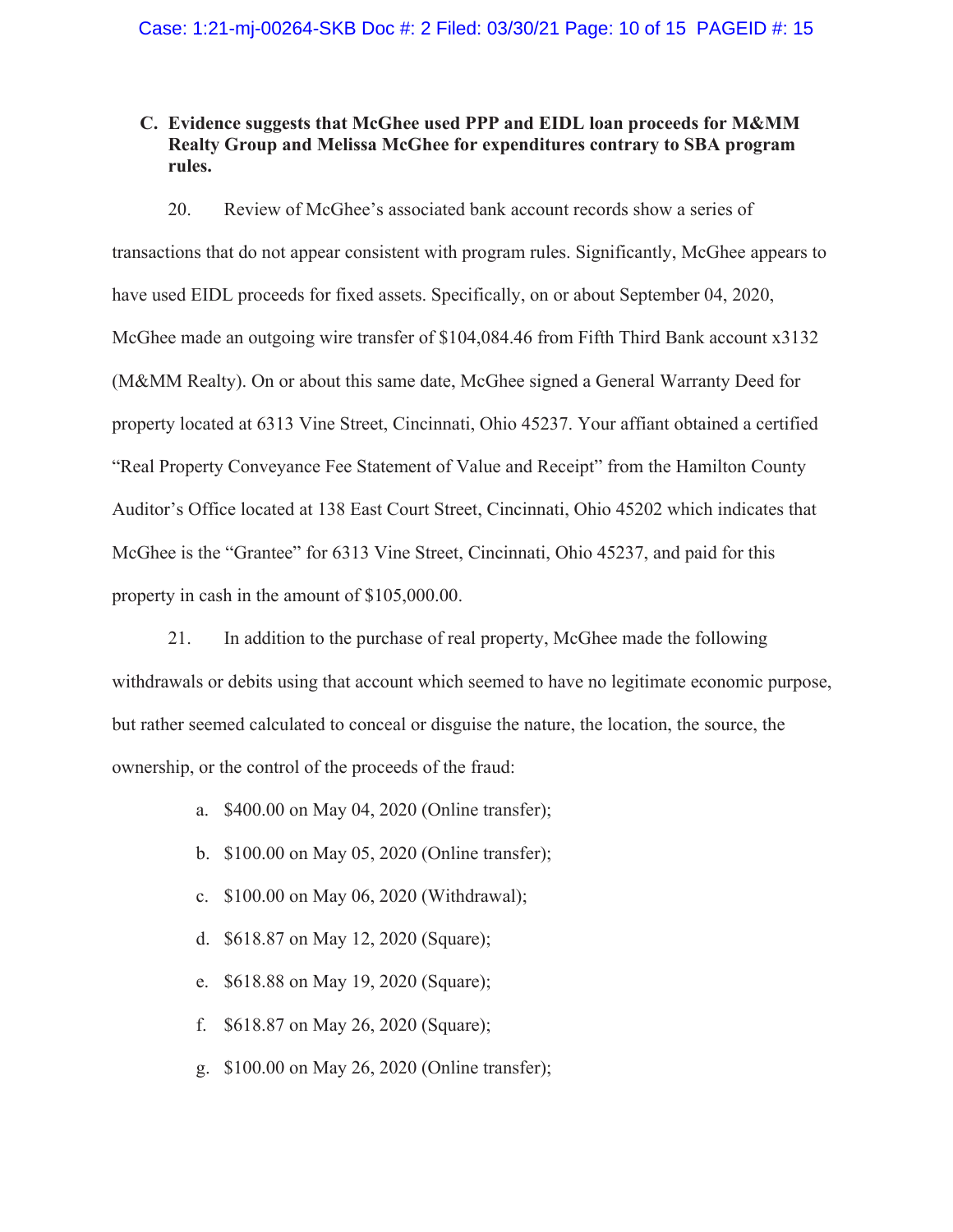### C. Evidence suggests that McGhee used PPP and EIDL loan proceeds for M&MM Realty Group and Melissa McGhee for expenditures contrary to SBA program rules.

20. Review of McGhee's associated bank account records show a series of transactions that do not appear consistent with program rules. Significantly, McGhee appears to have used EIDL proceeds for fixed assets. Specifically, on or about September 04, 2020, McGhee made an outgoing wire transfer of $104,084.46 from Fifth Third Bank account x3132 (M&MM Realty). On or about this same date, McGhee signed a General Warranty Deed for property located at 6313 Vine Street, Cincinnati, Ohio 45237. Your affiant obtained a certified "Real Property Conveyance Fee Statement of Value and Receipt" from the Hamilton County Auditor's Office located at 138 East Court Street, Cincinnati, Ohio 45202 which indicates that McGhee is the "Grantee" for 6313 Vine Street, Cincinnati, Ohio 45237, and paid for this property in cash in the amount of $105,000.00.

21. In addition to the purchase of real property, McGhee made the following withdrawals or debits using that account which seemed to have no legitimate economic purpose, but rather seemed calculated to conceal or disguise the nature, the location, the source, the ownership, or the control of the proceeds of the fraud:

a. $400.00 on May 04, 2020 (Online transfer);

b. $100.00 on May 05, 2020 (Online transfer);

c. $100.00 on May 06, 2020 (Withdrawal);

d. $618.87 on May 12, 2020 (Square);

e. $618.88 on May 19, 2020 (Square);

f. $618.87 on May 26, 2020 (Square);

g. $100.00 on May 26, 2020 (Online transfer);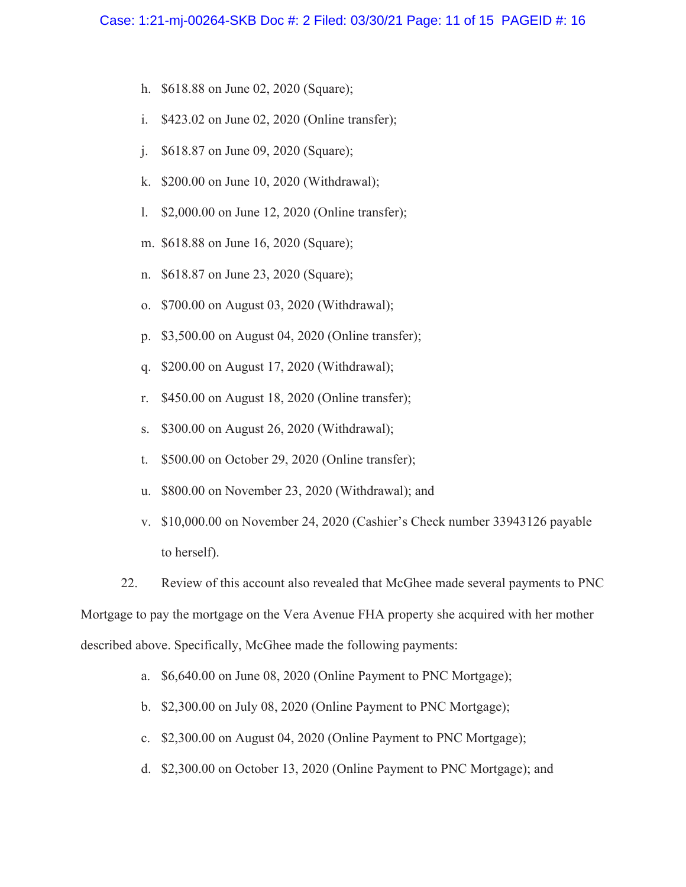h. $618.88 on June 02, 2020 (Square);

i. $423.02 on June 02, 2020 (Online transfer);

j. $618.87 on June 09, 2020 (Square);

k. $200.00 on June 10, 2020 (Withdrawal);

l. $2,000.00 on June 12, 2020 (Online transfer);

m. $618.88 on June 16, 2020 (Square);

n. $618.87 on June 23, 2020 (Square);

o. $700.00 on August 03, 2020 (Withdrawal);

p. $3,500.00 on August 04, 2020 (Online transfer);

q. $200.00 on August 17, 2020 (Withdrawal);

r. $450.00 on August 18, 2020 (Online transfer);

s. $300.00 on August 26, 2020 (Withdrawal);

t. $500.00 on October 29, 2020 (Online transfer);

u. $800.00 on November 23, 2020 (Withdrawal); and

v. $10,000.00 on November 24, 2020 (Cashier's Check number 33943126 payable to herself).

22. Review of this account also revealed that McGhee made several payments to PNC Mortgage to pay the mortgage on the Vera Avenue FHA property she acquired with her mother described above. Specifically, McGhee made the following payments:

a. $6,640.00 on June 08, 2020 (Online Payment to PNC Mortgage);

b. $2,300.00 on July 08, 2020 (Online Payment to PNC Mortgage);

c. $2,300.00 on August 04, 2020 (Online Payment to PNC Mortgage);

d. $2,300.00 on October 13, 2020 (Online Payment to PNC Mortgage); and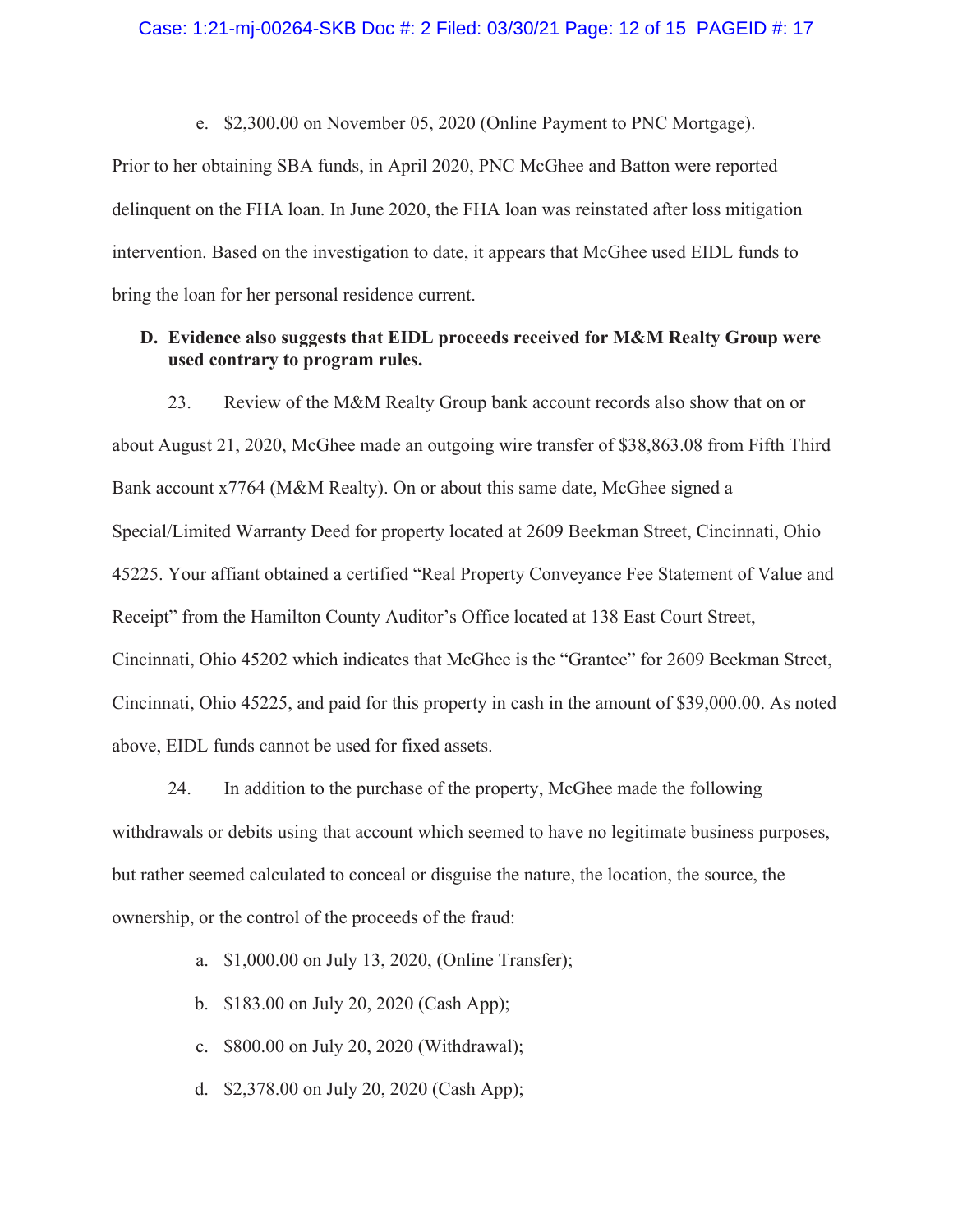e. $2,300.00 on November 05, 2020 (Online Payment to PNC Mortgage).

Prior to her obtaining SBA funds, in April 2020, PNC McGhee and Batton were reported delinquent on the FHA loan. In June 2020, the FHA loan was reinstated after loss mitigation intervention. Based on the investigation to date, it appears that McGhee used EIDL funds to bring the loan for her personal residence current.

**D. Evidence also suggests that EIDL proceeds received for M&M Realty Group were used contrary to program rules.**

23. Review of the M&M Realty Group bank account records also show that on or about August 21, 2020, McGhee made an outgoing wire transfer of $38,863.08 from Fifth Third Bank account x7764 (M&M Realty). On or about this same date, McGhee signed a Special/Limited Warranty Deed for property located at 2609 Beekman Street, Cincinnati, Ohio 45225. Your affiant obtained a certified "Real Property Conveyance Fee Statement of Value and Receipt" from the Hamilton County Auditor's Office located at 138 East Court Street, Cincinnati, Ohio 45202 which indicates that McGhee is the "Grantee" for 2609 Beekman Street, Cincinnati, Ohio 45225, and paid for this property in cash in the amount of $39,000.00. As noted above, EIDL funds cannot be used for fixed assets.

24. In addition to the purchase of the property, McGhee made the following withdrawals or debits using that account which seemed to have no legitimate business purposes, but rather seemed calculated to conceal or disguise the nature, the location, the source, the ownership, or the control of the proceeds of the fraud:

a. $1,000.00 on July 13, 2020, (Online Transfer);

b. $183.00 on July 20, 2020 (Cash App);

c. $800.00 on July 20, 2020 (Withdrawal);

d. $2,378.00 on July 20, 2020 (Cash App);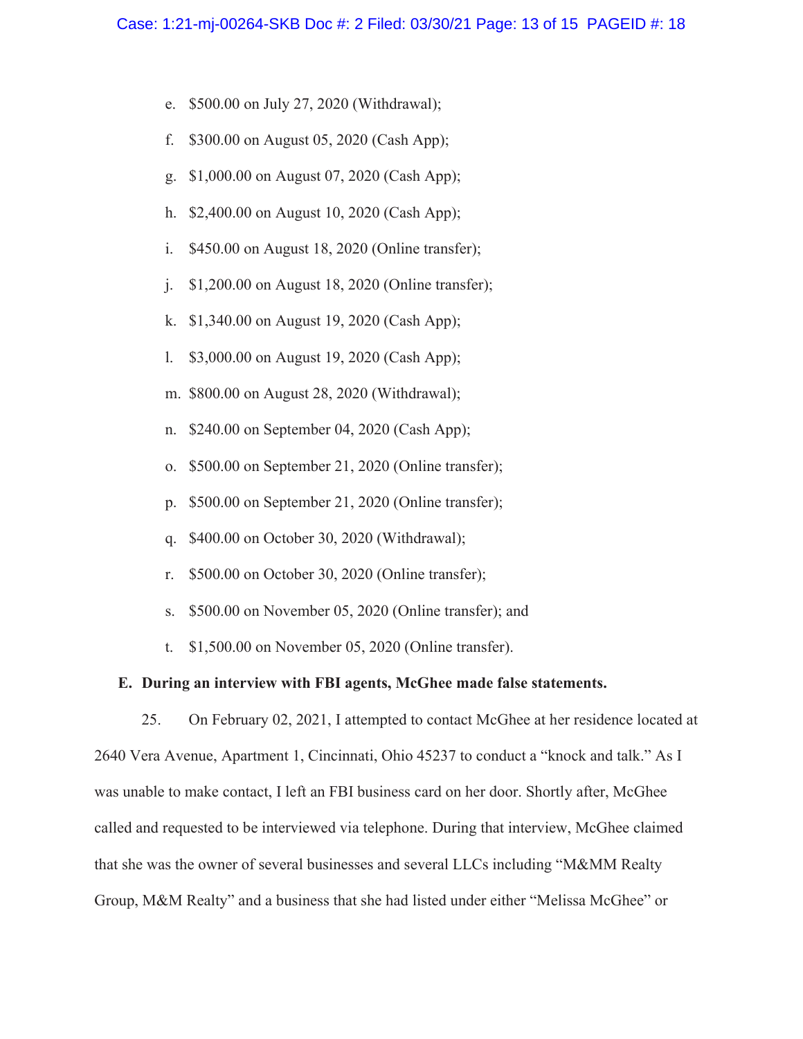e. $500.00 on July 27, 2020 (Withdrawal);

f. $300.00 on August 05, 2020 (Cash App);

g. $1,000.00 on August 07, 2020 (Cash App);

h. $2,400.00 on August 10, 2020 (Cash App);

i. $450.00 on August 18, 2020 (Online transfer);

j. $1,200.00 on August 18, 2020 (Online transfer);

k. $1,340.00 on August 19, 2020 (Cash App);

l. $3,000.00 on August 19, 2020 (Cash App);

m. $800.00 on August 28, 2020 (Withdrawal);

n. $240.00 on September 04, 2020 (Cash App);

o. $500.00 on September 21, 2020 (Online transfer);

p. $500.00 on September 21, 2020 (Online transfer);

q. $400.00 on October 30, 2020 (Withdrawal);

r. $500.00 on October 30, 2020 (Online transfer);

s. $500.00 on November 05, 2020 (Online transfer); and

t. $1,500.00 on November 05, 2020 (Online transfer).

**E. During an interview with FBI agents, McGhee made false statements.**

25. On February 02, 2021, I attempted to contact McGhee at her residence located at 2640 Vera Avenue, Apartment 1, Cincinnati, Ohio 45237 to conduct a "knock and talk." As I was unable to make contact, I left an FBI business card on her door. Shortly after, McGhee called and requested to be interviewed via telephone. During that interview, McGhee claimed that she was the owner of several businesses and several LLCs including "M&MM Realty Group, M&M Realty" and a business that she had listed under either "Melissa McGhee" or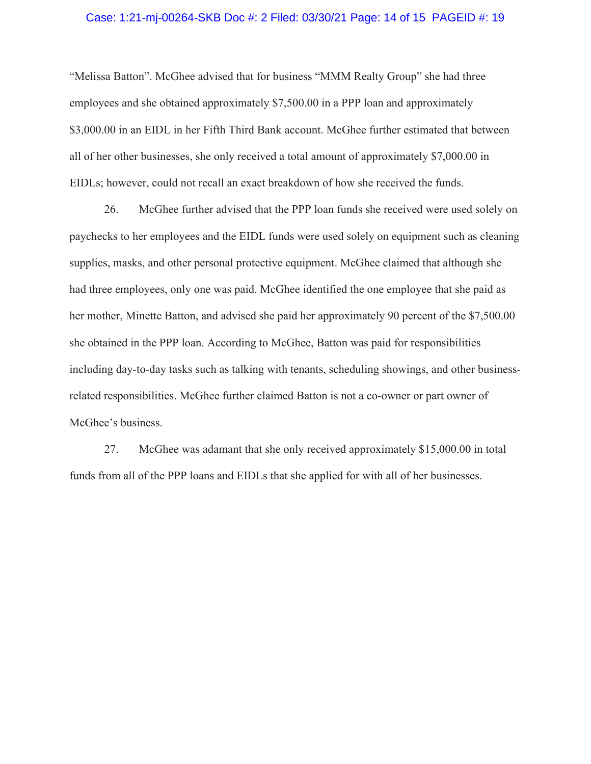"Melissa Batton". McGhee advised that for business "MMM Realty Group" she had three employees and she obtained approximately $7,500.00 in a PPP loan and approximately $3,000.00 in an EIDL in her Fifth Third Bank account. McGhee further estimated that between all of her other businesses, she only received a total amount of approximately $7,000.00 in EIDLs; however, could not recall an exact breakdown of how she received the funds.

26. McGhee further advised that the PPP loan funds she received were used solely on paychecks to her employees and the EIDL funds were used solely on equipment such as cleaning supplies, masks, and other personal protective equipment. McGhee claimed that although she had three employees, only one was paid. McGhee identified the one employee that she paid as her mother, Minette Batton, and advised she paid her approximately 90 percent of the $7,500.00 she obtained in the PPP loan. According to McGhee, Batton was paid for responsibilities including day-to-day tasks such as talking with tenants, scheduling showings, and other business-related responsibilities. McGhee further claimed Batton is not a co-owner or part owner of McGhee's business.

27. McGhee was adamant that she only received approximately $15,000.00 in total funds from all of the PPP loans and EIDLs that she applied for with all of her businesses.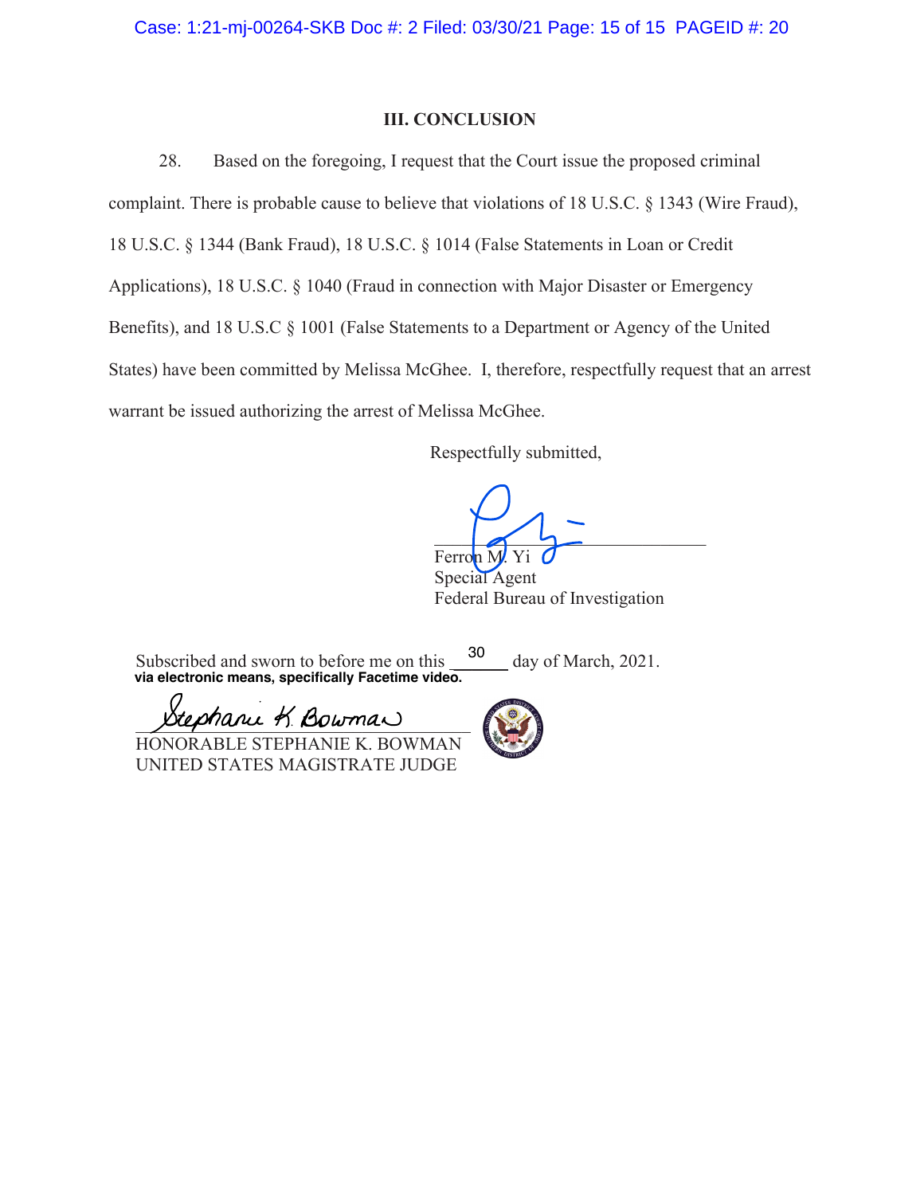## III. CONCLUSION

28. Based on the foregoing, I request that the Court issue the proposed criminal complaint. There is probable cause to believe that violations of 18 U.S.C. § 1343 (Wire Fraud), 18 U.S.C. § 1344 (Bank Fraud), 18 U.S.C. § 1014 (False Statements in Loan or Credit Applications), 18 U.S.C. § 1040 (Fraud in connection with Major Disaster or Emergency Benefits), and 18 U.S.C § 1001 (False Statements to a Department or Agency of the United States) have been committed by Melissa McGhee. I, therefore, respectfully request that an arrest warrant be issued authorizing the arrest of Melissa McGhee.

Respectfully submitted,

_______________________________
Ferron M. Yi
Special Agent
Federal Bureau of Investigation

Subscribed and sworn to before me on this 30 day of March, 2021.
**via electronic means, specifically Facetime video.**

_______________________________
HONORABLE STEPHANIE K. BOWMAN
UNITED STATES MAGISTRATE JUDGE